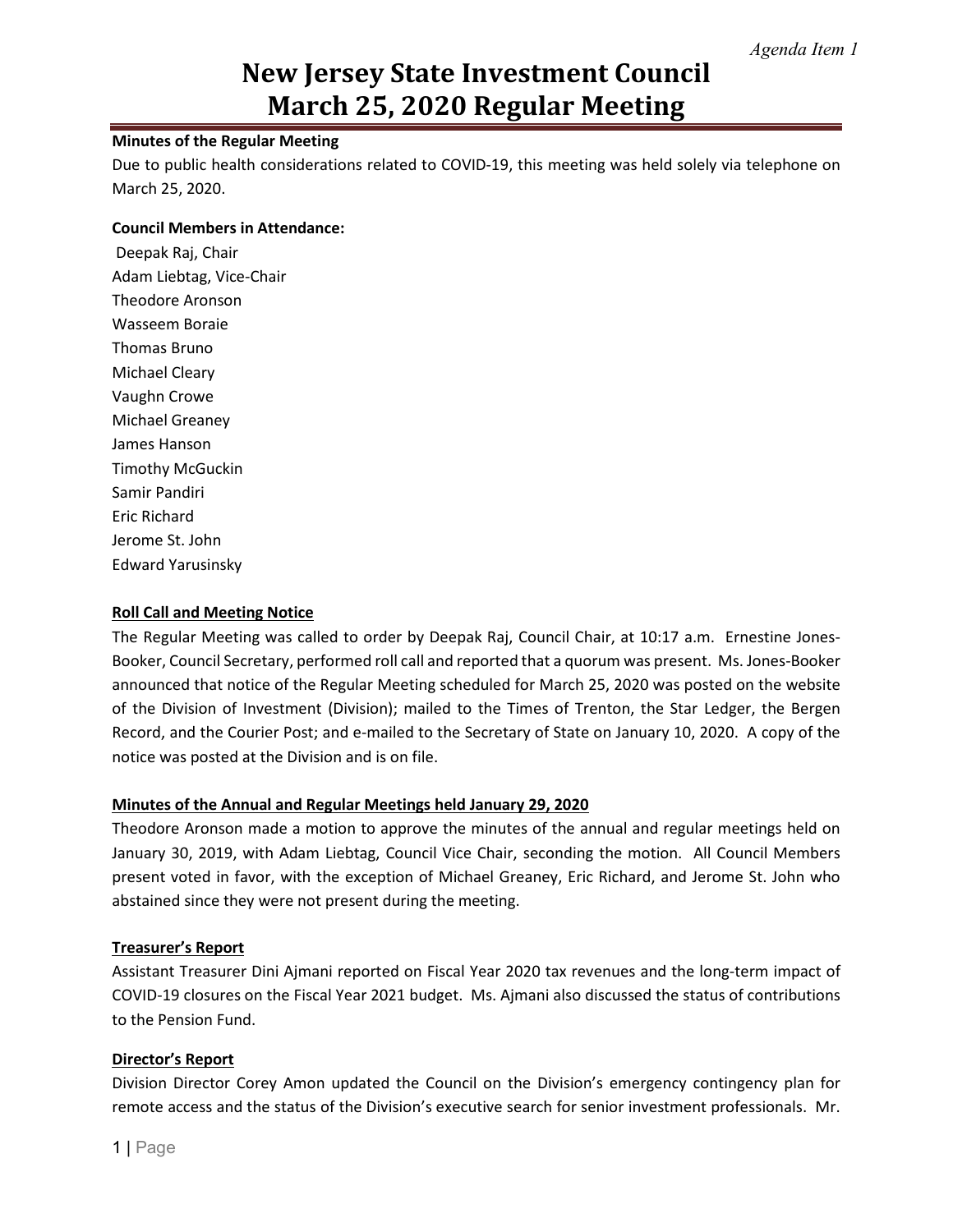*Agenda Item 1*

# New Jersey State Investment Council March 25, 2020 Regular Meeting

**Minutes of the Regular Meeting**

Due to public health considerations related to COVID-19, this meeting was held solely via telephone on March 25, 2020.

**Council Members in Attendance:**

Deepak Raj, Chair
Adam Liebtag, Vice-Chair
Theodore Aronson
Wasseem Boraie
Thomas Bruno
Michael Cleary
Vaughn Crowe
Michael Greaney
James Hanson
Timothy McGuckin
Samir Pandiri
Eric Richard
Jerome St. John
Edward Yarusinsky

**Roll Call and Meeting Notice**

The Regular Meeting was called to order by Deepak Raj, Council Chair, at 10:17 a.m. Ernestine Jones-Booker, Council Secretary, performed roll call and reported that a quorum was present. Ms. Jones-Booker announced that notice of the Regular Meeting scheduled for March 25, 2020 was posted on the website of the Division of Investment (Division); mailed to the Times of Trenton, the Star Ledger, the Bergen Record, and the Courier Post; and e-mailed to the Secretary of State on January 10, 2020. A copy of the notice was posted at the Division and is on file.

**Minutes of the Annual and Regular Meetings held January 29, 2020**

Theodore Aronson made a motion to approve the minutes of the annual and regular meetings held on January 30, 2019, with Adam Liebtag, Council Vice Chair, seconding the motion. All Council Members present voted in favor, with the exception of Michael Greaney, Eric Richard, and Jerome St. John who abstained since they were not present during the meeting.

**Treasurer's Report**

Assistant Treasurer Dini Ajmani reported on Fiscal Year 2020 tax revenues and the long-term impact of COVID-19 closures on the Fiscal Year 2021 budget. Ms. Ajmani also discussed the status of contributions to the Pension Fund.

**Director's Report**

Division Director Corey Amon updated the Council on the Division's emergency contingency plan for remote access and the status of the Division's executive search for senior investment professionals. Mr.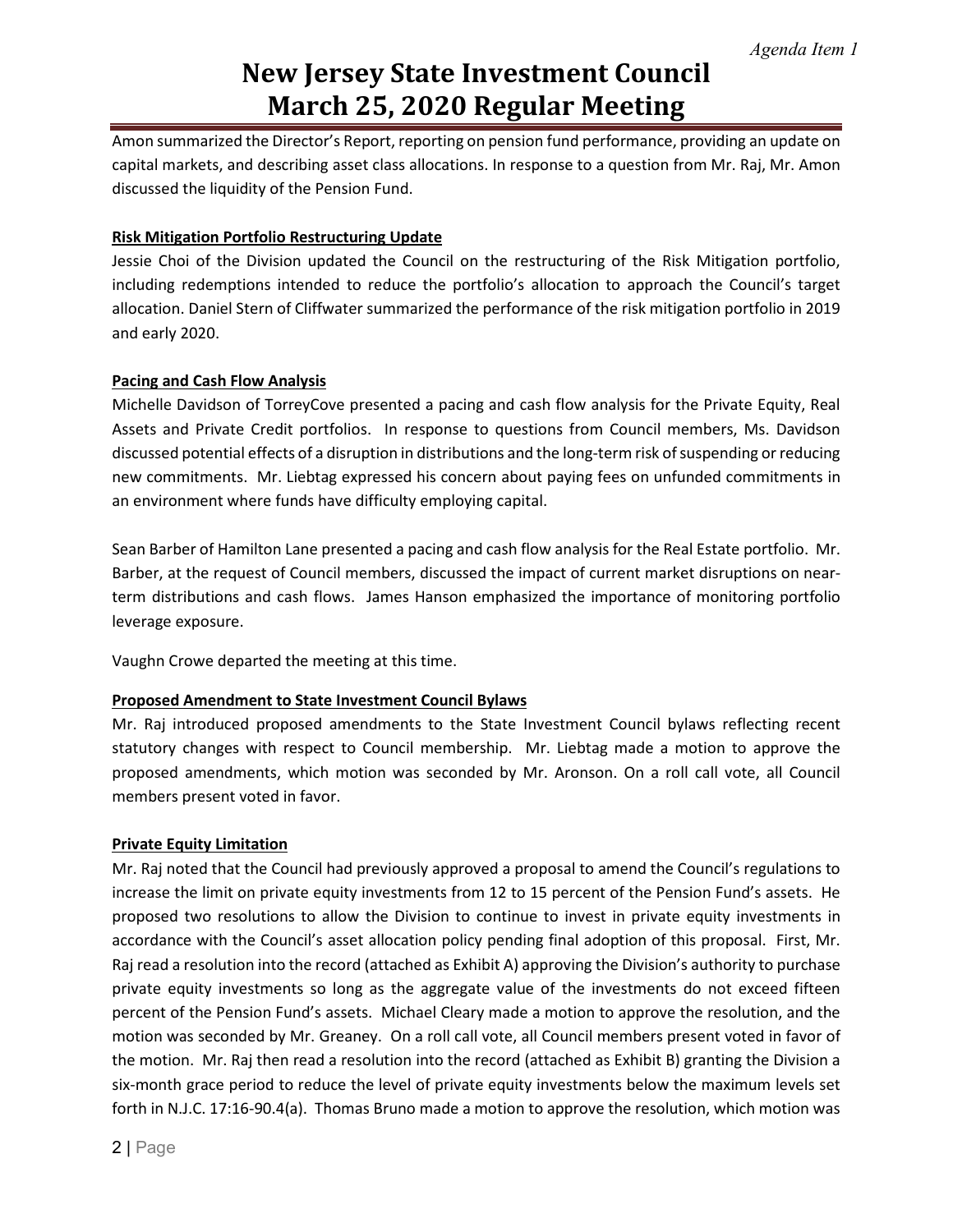Amon summarized the Director's Report, reporting on pension fund performance, providing an update on capital markets, and describing asset class allocations. In response to a question from Mr. Raj, Mr. Amon discussed the liquidity of the Pension Fund.

**Risk Mitigation Portfolio Restructuring Update**

Jessie Choi of the Division updated the Council on the restructuring of the Risk Mitigation portfolio, including redemptions intended to reduce the portfolio's allocation to approach the Council's target allocation. Daniel Stern of Cliffwater summarized the performance of the risk mitigation portfolio in 2019 and early 2020.

**Pacing and Cash Flow Analysis**

Michelle Davidson of TorreyCove presented a pacing and cash flow analysis for the Private Equity, Real Assets and Private Credit portfolios. In response to questions from Council members, Ms. Davidson discussed potential effects of a disruption in distributions and the long-term risk of suspending or reducing new commitments. Mr. Liebtag expressed his concern about paying fees on unfunded commitments in an environment where funds have difficulty employing capital.

Sean Barber of Hamilton Lane presented a pacing and cash flow analysis for the Real Estate portfolio. Mr. Barber, at the request of Council members, discussed the impact of current market disruptions on near-term distributions and cash flows. James Hanson emphasized the importance of monitoring portfolio leverage exposure.

Vaughn Crowe departed the meeting at this time.

**Proposed Amendment to State Investment Council Bylaws**

Mr. Raj introduced proposed amendments to the State Investment Council bylaws reflecting recent statutory changes with respect to Council membership. Mr. Liebtag made a motion to approve the proposed amendments, which motion was seconded by Mr. Aronson. On a roll call vote, all Council members present voted in favor.

**Private Equity Limitation**

Mr. Raj noted that the Council had previously approved a proposal to amend the Council's regulations to increase the limit on private equity investments from 12 to 15 percent of the Pension Fund's assets. He proposed two resolutions to allow the Division to continue to invest in private equity investments in accordance with the Council's asset allocation policy pending final adoption of this proposal. First, Mr. Raj read a resolution into the record (attached as Exhibit A) approving the Division's authority to purchase private equity investments so long as the aggregate value of the investments do not exceed fifteen percent of the Pension Fund's assets. Michael Cleary made a motion to approve the resolution, and the motion was seconded by Mr. Greaney. On a roll call vote, all Council members present voted in favor of the motion. Mr. Raj then read a resolution into the record (attached as Exhibit B) granting the Division a six-month grace period to reduce the level of private equity investments below the maximum levels set forth in N.J.C. 17:16-90.4(a). Thomas Bruno made a motion to approve the resolution, which motion was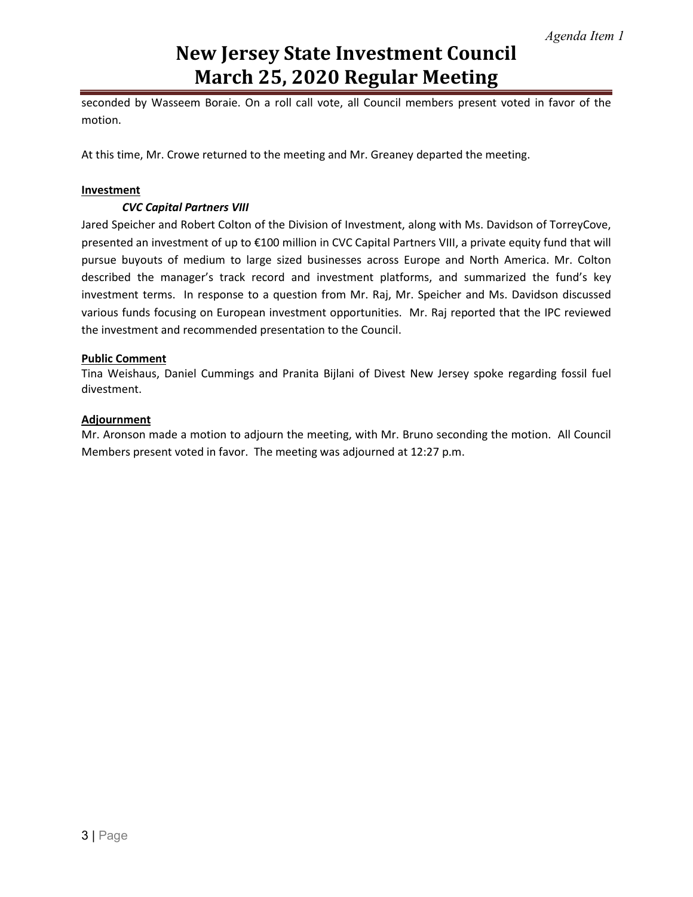seconded by Wasseem Boraie. On a roll call vote, all Council members present voted in favor of the motion.

At this time, Mr. Crowe returned to the meeting and Mr. Greaney departed the meeting.

**Investment**

***CVC Capital Partners VIII***

Jared Speicher and Robert Colton of the Division of Investment, along with Ms. Davidson of TorreyCove, presented an investment of up to €100 million in CVC Capital Partners VIII, a private equity fund that will pursue buyouts of medium to large sized businesses across Europe and North America. Mr. Colton described the manager's track record and investment platforms, and summarized the fund's key investment terms. In response to a question from Mr. Raj, Mr. Speicher and Ms. Davidson discussed various funds focusing on European investment opportunities. Mr. Raj reported that the IPC reviewed the investment and recommended presentation to the Council.

**Public Comment**

Tina Weishaus, Daniel Cummings and Pranita Bijlani of Divest New Jersey spoke regarding fossil fuel divestment.

**Adjournment**

Mr. Aronson made a motion to adjourn the meeting, with Mr. Bruno seconding the motion. All Council Members present voted in favor. The meeting was adjourned at 12:27 p.m.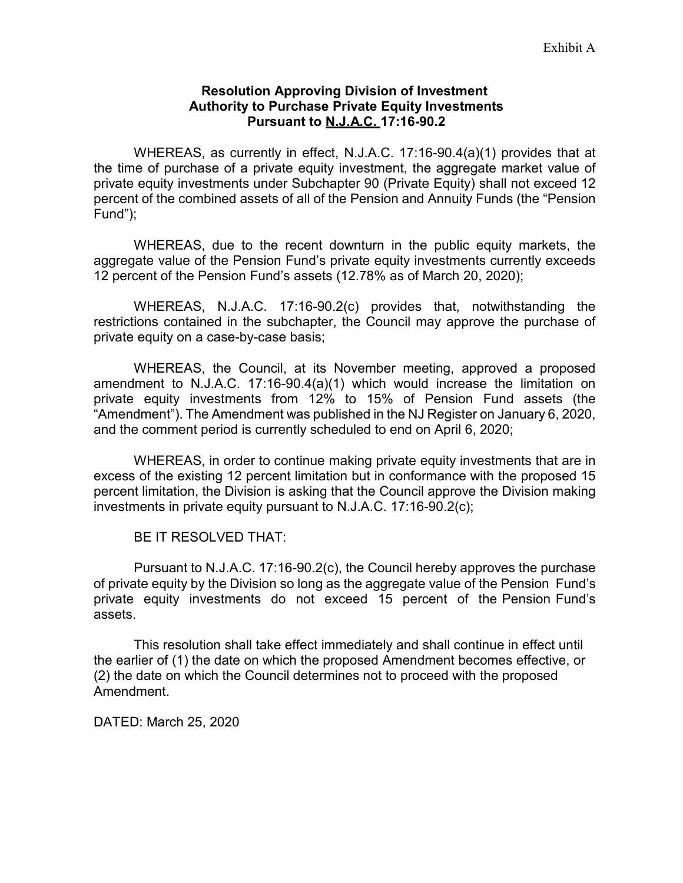Exhibit A

**Resolution Approving Division of Investment Authority to Purchase Private Equity Investments Pursuant to N.J.A.C. 17:16-90.2**

WHEREAS, as currently in effect, N.J.A.C. 17:16-90.4(a)(1) provides that at the time of purchase of a private equity investment, the aggregate market value of private equity investments under Subchapter 90 (Private Equity) shall not exceed 12 percent of the combined assets of all of the Pension and Annuity Funds (the "Pension Fund");

WHEREAS, due to the recent downturn in the public equity markets, the aggregate value of the Pension Fund's private equity investments currently exceeds 12 percent of the Pension Fund's assets (12.78% as of March 20, 2020);

WHEREAS, N.J.A.C. 17:16-90.2(c) provides that, notwithstanding the restrictions contained in the subchapter, the Council may approve the purchase of private equity on a case-by-case basis;

WHEREAS, the Council, at its November meeting, approved a proposed amendment to N.J.A.C. 17:16-90.4(a)(1) which would increase the limitation on private equity investments from 12% to 15% of Pension Fund assets (the "Amendment"). The Amendment was published in the NJ Register on January 6, 2020, and the comment period is currently scheduled to end on April 6, 2020;

WHEREAS, in order to continue making private equity investments that are in excess of the existing 12 percent limitation but in conformance with the proposed 15 percent limitation, the Division is asking that the Council approve the Division making investments in private equity pursuant to N.J.A.C. 17:16-90.2(c);

BE IT RESOLVED THAT:

Pursuant to N.J.A.C. 17:16-90.2(c), the Council hereby approves the purchase of private equity by the Division so long as the aggregate value of the Pension Fund's private equity investments do not exceed 15 percent of the Pension Fund's assets.

This resolution shall take effect immediately and shall continue in effect until the earlier of (1) the date on which the proposed Amendment becomes effective, or (2) the date on which the Council determines not to proceed with the proposed Amendment.

DATED: March 25, 2020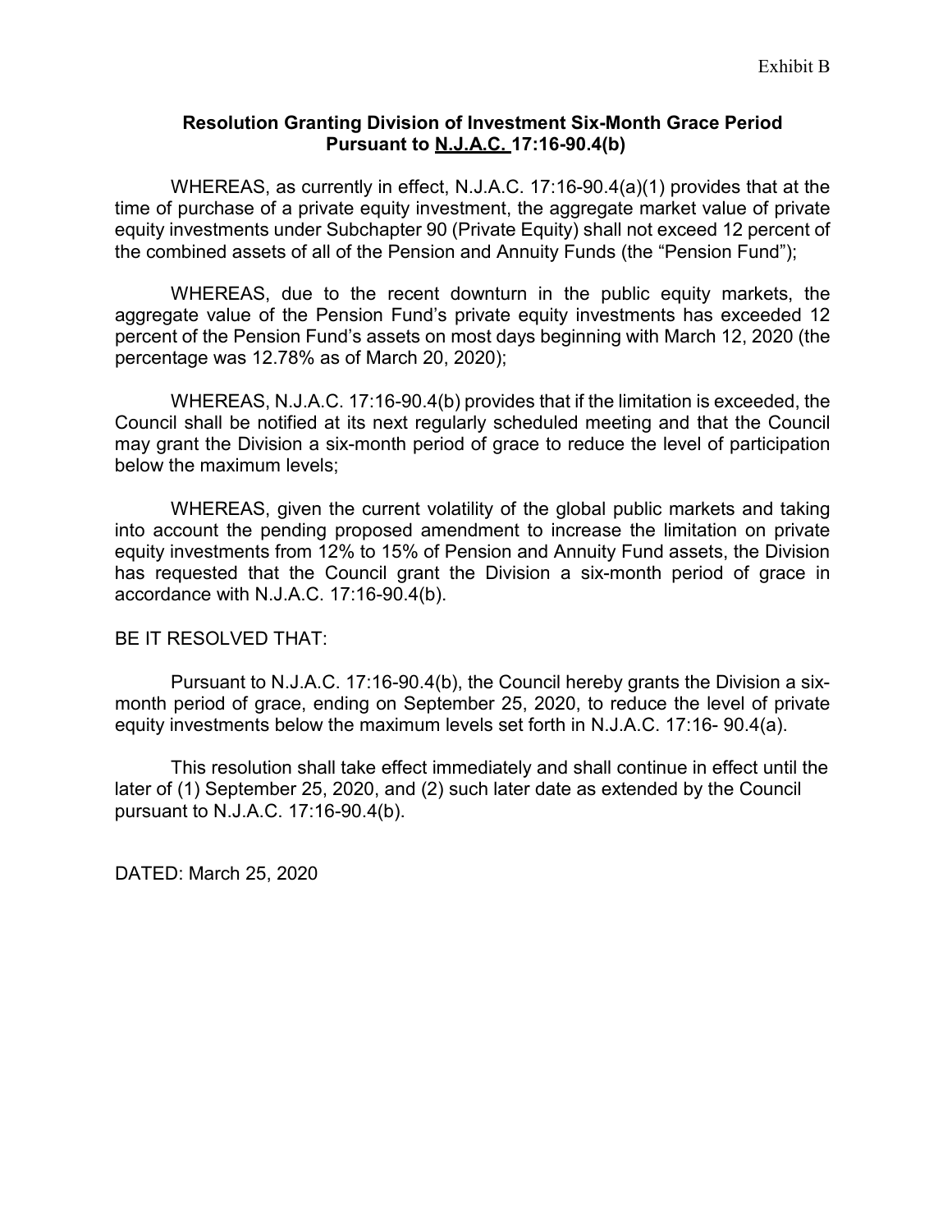Exhibit B

**Resolution Granting Division of Investment Six-Month Grace Period Pursuant to N.J.A.C. 17:16-90.4(b)**

WHEREAS, as currently in effect, N.J.A.C. 17:16-90.4(a)(1) provides that at the time of purchase of a private equity investment, the aggregate market value of private equity investments under Subchapter 90 (Private Equity) shall not exceed 12 percent of the combined assets of all of the Pension and Annuity Funds (the "Pension Fund");

WHEREAS, due to the recent downturn in the public equity markets, the aggregate value of the Pension Fund's private equity investments has exceeded 12 percent of the Pension Fund's assets on most days beginning with March 12, 2020 (the percentage was 12.78% as of March 20, 2020);

WHEREAS, N.J.A.C. 17:16-90.4(b) provides that if the limitation is exceeded, the Council shall be notified at its next regularly scheduled meeting and that the Council may grant the Division a six-month period of grace to reduce the level of participation below the maximum levels;

WHEREAS, given the current volatility of the global public markets and taking into account the pending proposed amendment to increase the limitation on private equity investments from 12% to 15% of Pension and Annuity Fund assets, the Division has requested that the Council grant the Division a six-month period of grace in accordance with N.J.A.C. 17:16-90.4(b).

BE IT RESOLVED THAT:

Pursuant to N.J.A.C. 17:16-90.4(b), the Council hereby grants the Division a six-month period of grace, ending on September 25, 2020, to reduce the level of private equity investments below the maximum levels set forth in N.J.A.C. 17:16- 90.4(a).

This resolution shall take effect immediately and shall continue in effect until the later of (1) September 25, 2020, and (2) such later date as extended by the Council pursuant to N.J.A.C. 17:16-90.4(b).

DATED: March 25, 2020